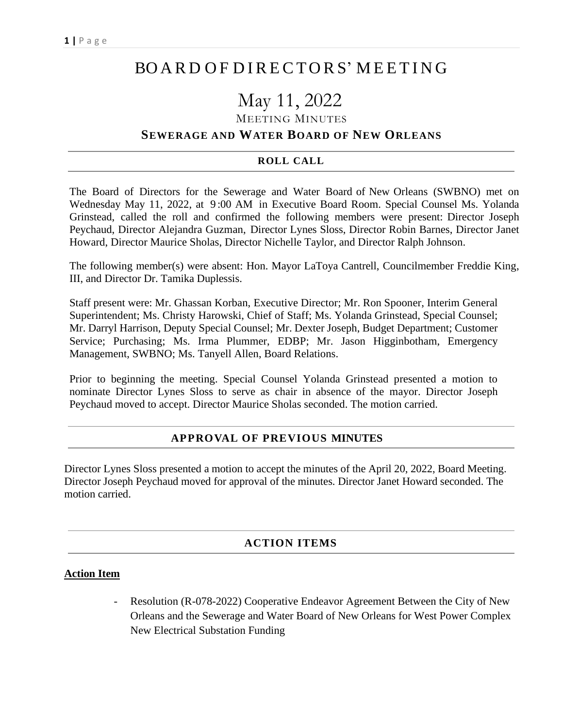# BOARD OF DIRECTORS' MEETING

# May 11, 2022

MEETING MINUTES

## SEWERAGE AND WATER BOARD OF NEW ORLEANS

### ROLL CALL

The Board of Directors for the Sewerage and Water Board of New Orleans (SWBNO) met on Wednesday May 11, 2022, at 9:00 AM in Executive Board Room. Special Counsel Ms. Yolanda Grinstead, called the roll and confirmed the following members were present: Director Joseph Peychaud, Director Alejandra Guzman, Director Lynes Sloss, Director Robin Barnes, Director Janet Howard, Director Maurice Sholas, Director Nichelle Taylor, and Director Ralph Johnson.

The following member(s) were absent: Hon. Mayor LaToya Cantrell, Councilmember Freddie King, III, and Director Dr. Tamika Duplessis.

Staff present were: Mr. Ghassan Korban, Executive Director; Mr. Ron Spooner, Interim General Superintendent; Ms. Christy Harowski, Chief of Staff; Ms. Yolanda Grinstead, Special Counsel; Mr. Darryl Harrison, Deputy Special Counsel; Mr. Dexter Joseph, Budget Department; Customer Service; Purchasing; Ms. Irma Plummer, EDBP; Mr. Jason Higginbotham, Emergency Management, SWBNO; Ms. Tanyell Allen, Board Relations.

Prior to beginning the meeting. Special Counsel Yolanda Grinstead presented a motion to nominate Director Lynes Sloss to serve as chair in absence of the mayor. Director Joseph Peychaud moved to accept. Director Maurice Sholas seconded. The motion carried.

### APPROVAL OF PREVIOUS MINUTES

Director Lynes Sloss presented a motion to accept the minutes of the April 20, 2022, Board Meeting. Director Joseph Peychaud moved for approval of the minutes. Director Janet Howard seconded. The motion carried.

### ACTION ITEMS

**Action Item**

- Resolution (R-078-2022) Cooperative Endeavor Agreement Between the City of New Orleans and the Sewerage and Water Board of New Orleans for West Power Complex New Electrical Substation Funding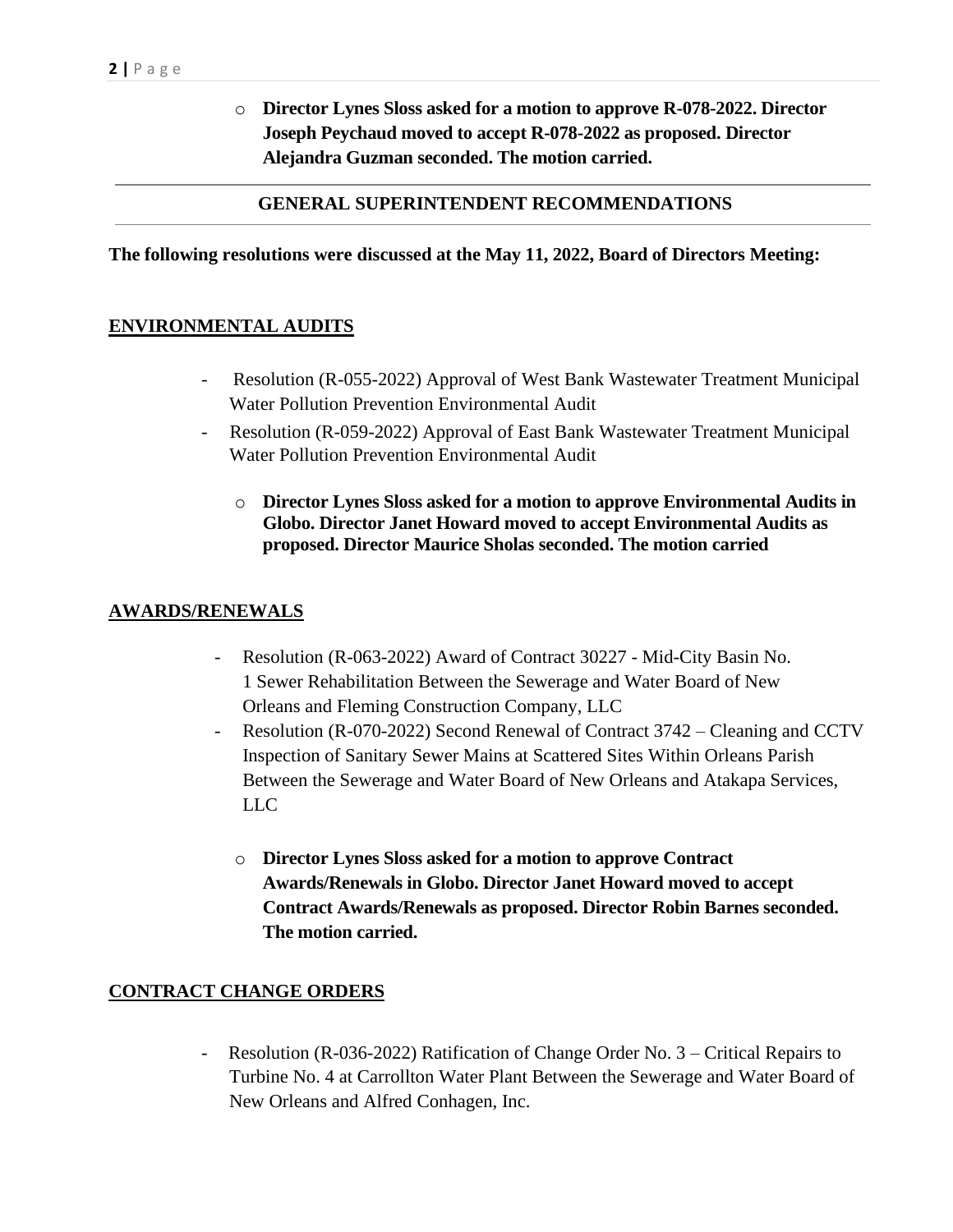- **Director Lynes Sloss asked for a motion to approve R-078-2022. Director Joseph Peychaud moved to accept R-078-2022 as proposed. Director Alejandra Guzman seconded. The motion carried.**

---

## GENERAL SUPERINTENDENT RECOMMENDATIONS

---

**The following resolutions were discussed at the May 11, 2022, Board of Directors Meeting:**

### ENVIRONMENTAL AUDITS

- Resolution (R-055-2022) Approval of West Bank Wastewater Treatment Municipal Water Pollution Prevention Environmental Audit
- Resolution (R-059-2022) Approval of East Bank Wastewater Treatment Municipal Water Pollution Prevention Environmental Audit
  - **Director Lynes Sloss asked for a motion to approve Environmental Audits in Globo. Director Janet Howard moved to accept Environmental Audits as proposed. Director Maurice Sholas seconded. The motion carried**

### AWARDS/RENEWALS

- Resolution (R-063-2022) Award of Contract 30227 - Mid-City Basin No. 1 Sewer Rehabilitation Between the Sewerage and Water Board of New Orleans and Fleming Construction Company, LLC
- Resolution (R-070-2022) Second Renewal of Contract 3742 – Cleaning and CCTV Inspection of Sanitary Sewer Mains at Scattered Sites Within Orleans Parish Between the Sewerage and Water Board of New Orleans and Atakapa Services, LLC
  - **Director Lynes Sloss asked for a motion to approve Contract Awards/Renewals in Globo. Director Janet Howard moved to accept Contract Awards/Renewals as proposed. Director Robin Barnes seconded. The motion carried.**

### CONTRACT CHANGE ORDERS

- Resolution (R-036-2022) Ratification of Change Order No. 3 – Critical Repairs to Turbine No. 4 at Carrollton Water Plant Between the Sewerage and Water Board of New Orleans and Alfred Conhagen, Inc.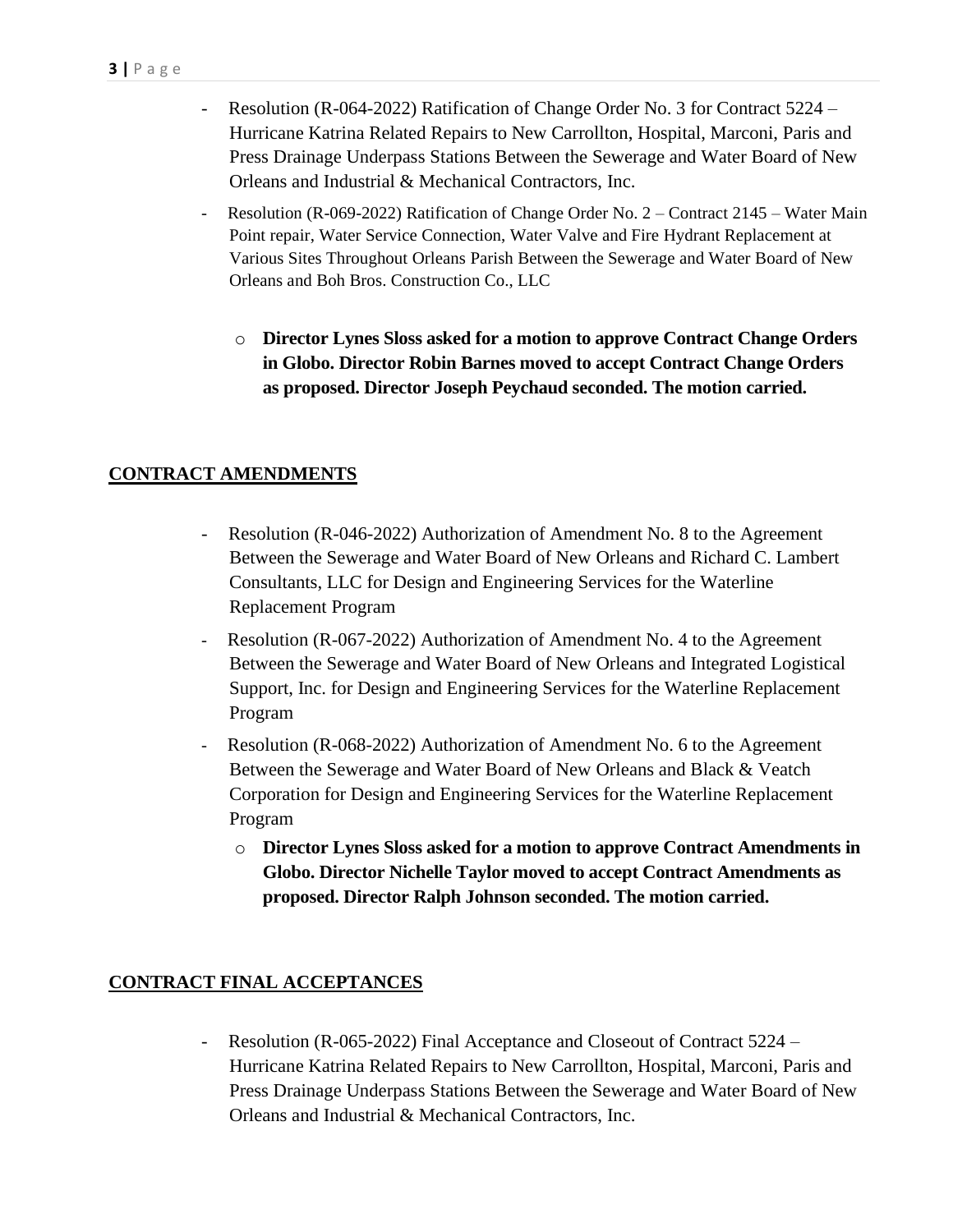- Resolution (R-064-2022) Ratification of Change Order No. 3 for Contract 5224 – Hurricane Katrina Related Repairs to New Carrollton, Hospital, Marconi, Paris and Press Drainage Underpass Stations Between the Sewerage and Water Board of New Orleans and Industrial & Mechanical Contractors, Inc.
- Resolution (R-069-2022) Ratification of Change Order No. 2 – Contract 2145 – Water Main Point repair, Water Service Connection, Water Valve and Fire Hydrant Replacement at Various Sites Throughout Orleans Parish Between the Sewerage and Water Board of New Orleans and Boh Bros. Construction Co., LLC

  - **Director Lynes Sloss asked for a motion to approve Contract Change Orders in Globo. Director Robin Barnes moved to accept Contract Change Orders as proposed. Director Joseph Peychaud seconded. The motion carried.**

## CONTRACT AMENDMENTS

- Resolution (R-046-2022) Authorization of Amendment No. 8 to the Agreement Between the Sewerage and Water Board of New Orleans and Richard C. Lambert Consultants, LLC for Design and Engineering Services for the Waterline Replacement Program
- Resolution (R-067-2022) Authorization of Amendment No. 4 to the Agreement Between the Sewerage and Water Board of New Orleans and Integrated Logistical Support, Inc. for Design and Engineering Services for the Waterline Replacement Program
- Resolution (R-068-2022) Authorization of Amendment No. 6 to the Agreement Between the Sewerage and Water Board of New Orleans and Black & Veatch Corporation for Design and Engineering Services for the Waterline Replacement Program
  - **Director Lynes Sloss asked for a motion to approve Contract Amendments in Globo. Director Nichelle Taylor moved to accept Contract Amendments as proposed. Director Ralph Johnson seconded. The motion carried.**

## CONTRACT FINAL ACCEPTANCES

- Resolution (R-065-2022) Final Acceptance and Closeout of Contract 5224 – Hurricane Katrina Related Repairs to New Carrollton, Hospital, Marconi, Paris and Press Drainage Underpass Stations Between the Sewerage and Water Board of New Orleans and Industrial & Mechanical Contractors, Inc.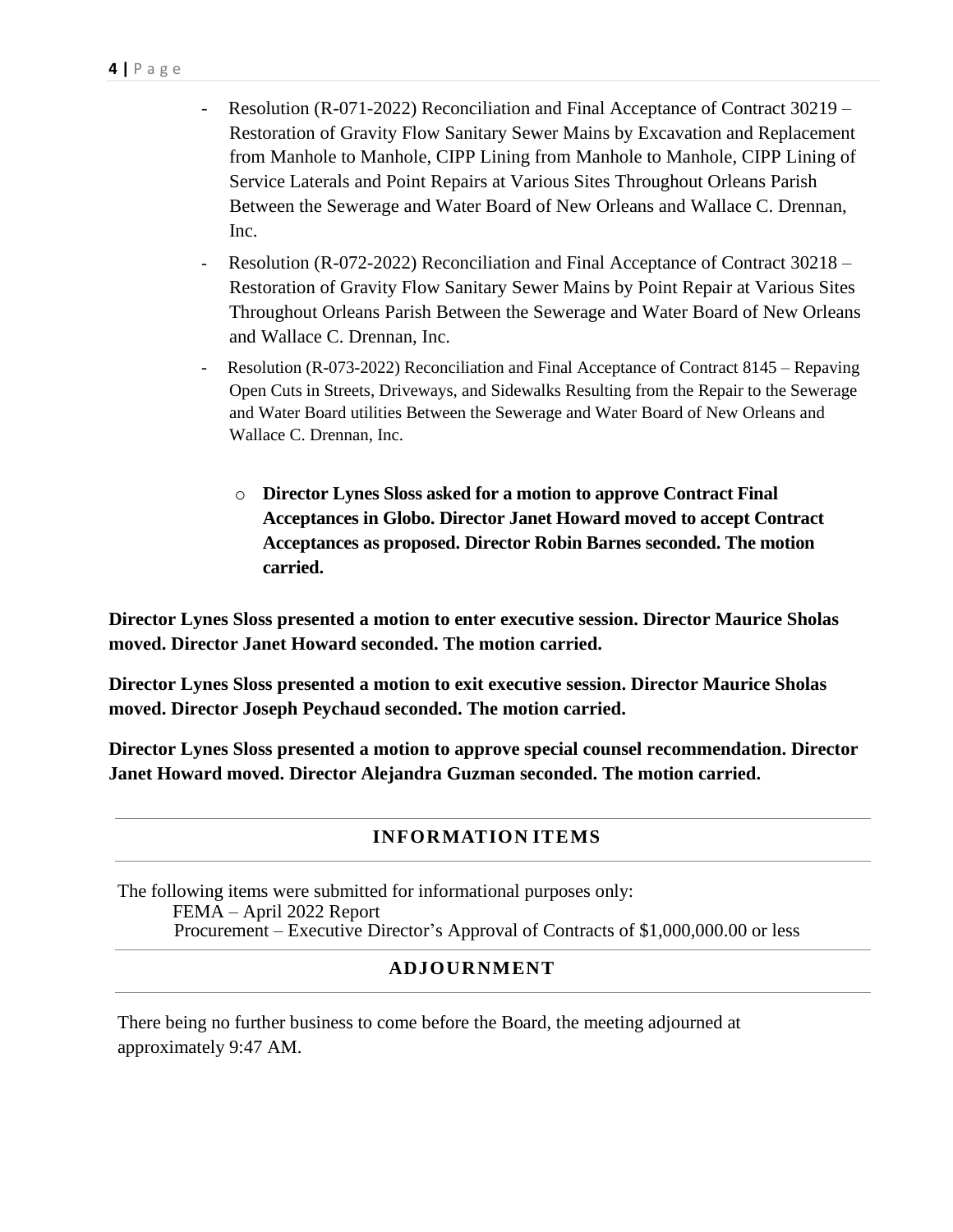- Resolution (R-071-2022) Reconciliation and Final Acceptance of Contract 30219 – Restoration of Gravity Flow Sanitary Sewer Mains by Excavation and Replacement from Manhole to Manhole, CIPP Lining from Manhole to Manhole, CIPP Lining of Service Laterals and Point Repairs at Various Sites Throughout Orleans Parish Between the Sewerage and Water Board of New Orleans and Wallace C. Drennan, Inc.
- Resolution (R-072-2022) Reconciliation and Final Acceptance of Contract 30218 – Restoration of Gravity Flow Sanitary Sewer Mains by Point Repair at Various Sites Throughout Orleans Parish Between the Sewerage and Water Board of New Orleans and Wallace C. Drennan, Inc.
- Resolution (R-073-2022) Reconciliation and Final Acceptance of Contract 8145 – Repaving Open Cuts in Streets, Driveways, and Sidewalks Resulting from the Repair to the Sewerage and Water Board utilities Between the Sewerage and Water Board of New Orleans and Wallace C. Drennan, Inc.
  - **Director Lynes Sloss asked for a motion to approve Contract Final Acceptances in Globo. Director Janet Howard moved to accept Contract Acceptances as proposed. Director Robin Barnes seconded. The motion carried.**

**Director Lynes Sloss presented a motion to enter executive session. Director Maurice Sholas moved. Director Janet Howard seconded. The motion carried.**

**Director Lynes Sloss presented a motion to exit executive session. Director Maurice Sholas moved. Director Joseph Peychaud seconded. The motion carried.**

**Director Lynes Sloss presented a motion to approve special counsel recommendation. Director Janet Howard moved. Director Alejandra Guzman seconded. The motion carried.**

## INFORMATION ITEMS

The following items were submitted for informational purposes only:

FEMA – April 2022 Report

Procurement – Executive Director's Approval of Contracts of $1,000,000.00 or less

## ADJOURNMENT

There being no further business to come before the Board, the meeting adjourned at approximately 9:47 AM.